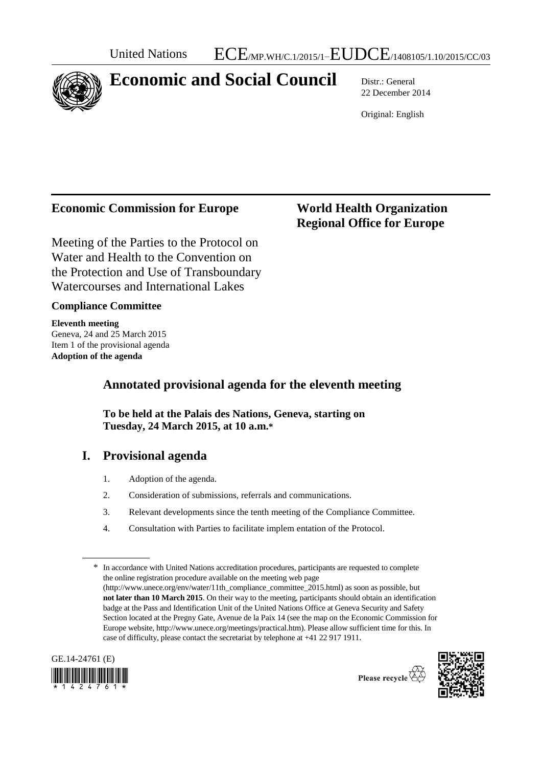United Nations ECE/MP.WH/C.1/2015/1–EUDCE/1408105/1.10/2015/CC/03

# Economic and Social Council

Distr.: General
22 December 2014

Original: English

**Economic Commission for Europe** **World Health Organization Regional Office for Europe**

Meeting of the Parties to the Protocol on Water and Health to the Convention on the Protection and Use of Transboundary Watercourses and International Lakes

**Compliance Committee**

**Eleventh meeting**
Geneva, 24 and 25 March 2015
Item 1 of the provisional agenda
**Adoption of the agenda**

## Annotated provisional agenda for the eleventh meeting

**To be held at the Palais des Nations, Geneva, starting on Tuesday, 24 March 2015, at 10 a.m.***

## I. Provisional agenda

1. Adoption of the agenda.
2. Consideration of submissions, referrals and communications.
3. Relevant developments since the tenth meeting of the Compliance Committee.
4. Consultation with Parties to facilitate implem entation of the Protocol.

\* In accordance with United Nations accreditation procedures, participants are requested to complete the online registration procedure available on the meeting web page (http://www.unece.org/env/water/11th_compliance_committee_2015.html) as soon as possible, but **not later than 10 March 2015**. On their way to the meeting, participants should obtain an identification badge at the Pass and Identification Unit of the United Nations Office at Geneva Security and Safety Section located at the Pregny Gate, Avenue de la Paix 14 (see the map on the Economic Commission for Europe website, http://www.unece.org/meetings/practical.htm). Please allow sufficient time for this. In case of difficulty, please contact the secretariat by telephone at +41 22 917 1911.

GE.14-24761 (E)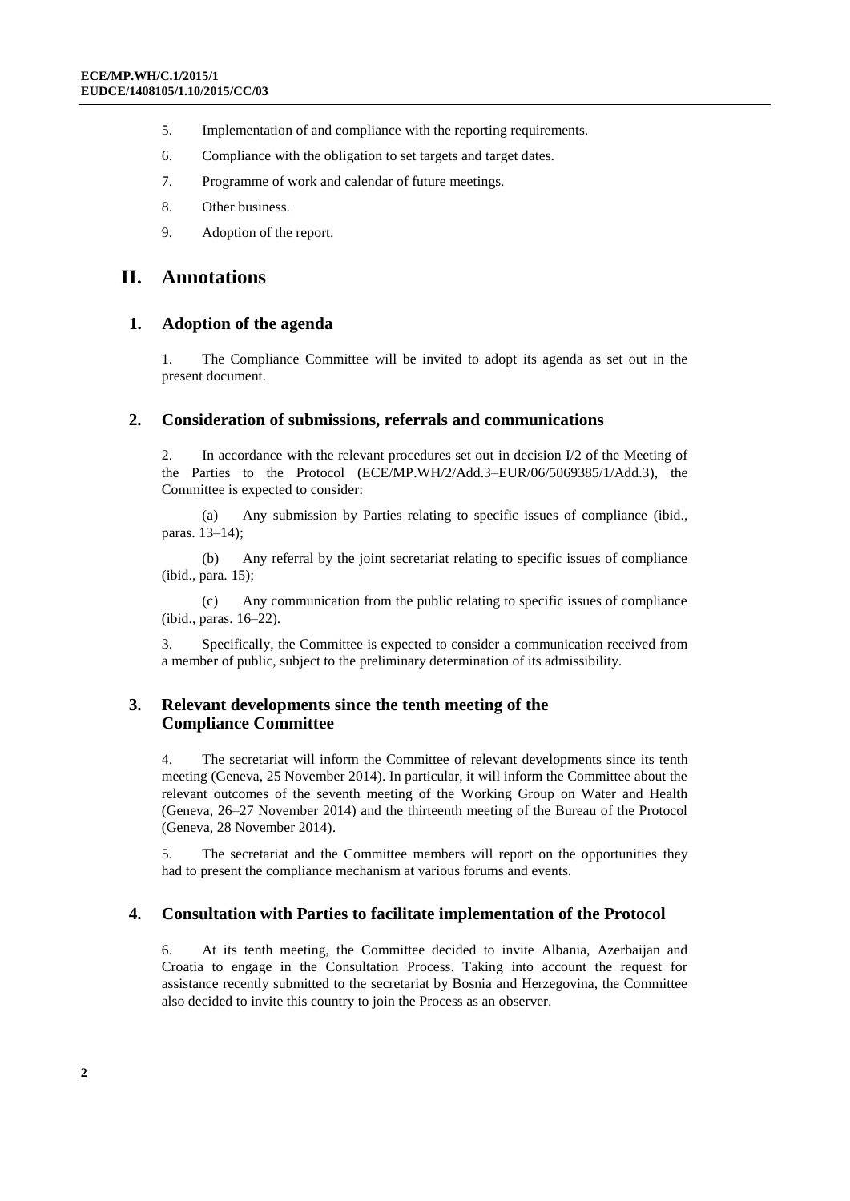5. Implementation of and compliance with the reporting requirements.
6. Compliance with the obligation to set targets and target dates.
7. Programme of work and calendar of future meetings.
8. Other business.
9. Adoption of the report.

# II. Annotations

## 1. Adoption of the agenda

1. The Compliance Committee will be invited to adopt its agenda as set out in the present document.

## 2. Consideration of submissions, referrals and communications

2. In accordance with the relevant procedures set out in decision I/2 of the Meeting of the Parties to the Protocol (ECE/MP.WH/2/Add.3–EUR/06/5069385/1/Add.3), the Committee is expected to consider:

(a) Any submission by Parties relating to specific issues of compliance (ibid., paras. 13–14);

(b) Any referral by the joint secretariat relating to specific issues of compliance (ibid., para. 15);

(c) Any communication from the public relating to specific issues of compliance (ibid., paras. 16–22).

3. Specifically, the Committee is expected to consider a communication received from a member of public, subject to the preliminary determination of its admissibility.

## 3. Relevant developments since the tenth meeting of the Compliance Committee

4. The secretariat will inform the Committee of relevant developments since its tenth meeting (Geneva, 25 November 2014). In particular, it will inform the Committee about the relevant outcomes of the seventh meeting of the Working Group on Water and Health (Geneva, 26–27 November 2014) and the thirteenth meeting of the Bureau of the Protocol (Geneva, 28 November 2014).

5. The secretariat and the Committee members will report on the opportunities they had to present the compliance mechanism at various forums and events.

## 4. Consultation with Parties to facilitate implementation of the Protocol

6. At its tenth meeting, the Committee decided to invite Albania, Azerbaijan and Croatia to engage in the Consultation Process. Taking into account the request for assistance recently submitted to the secretariat by Bosnia and Herzegovina, the Committee also decided to invite this country to join the Process as an observer.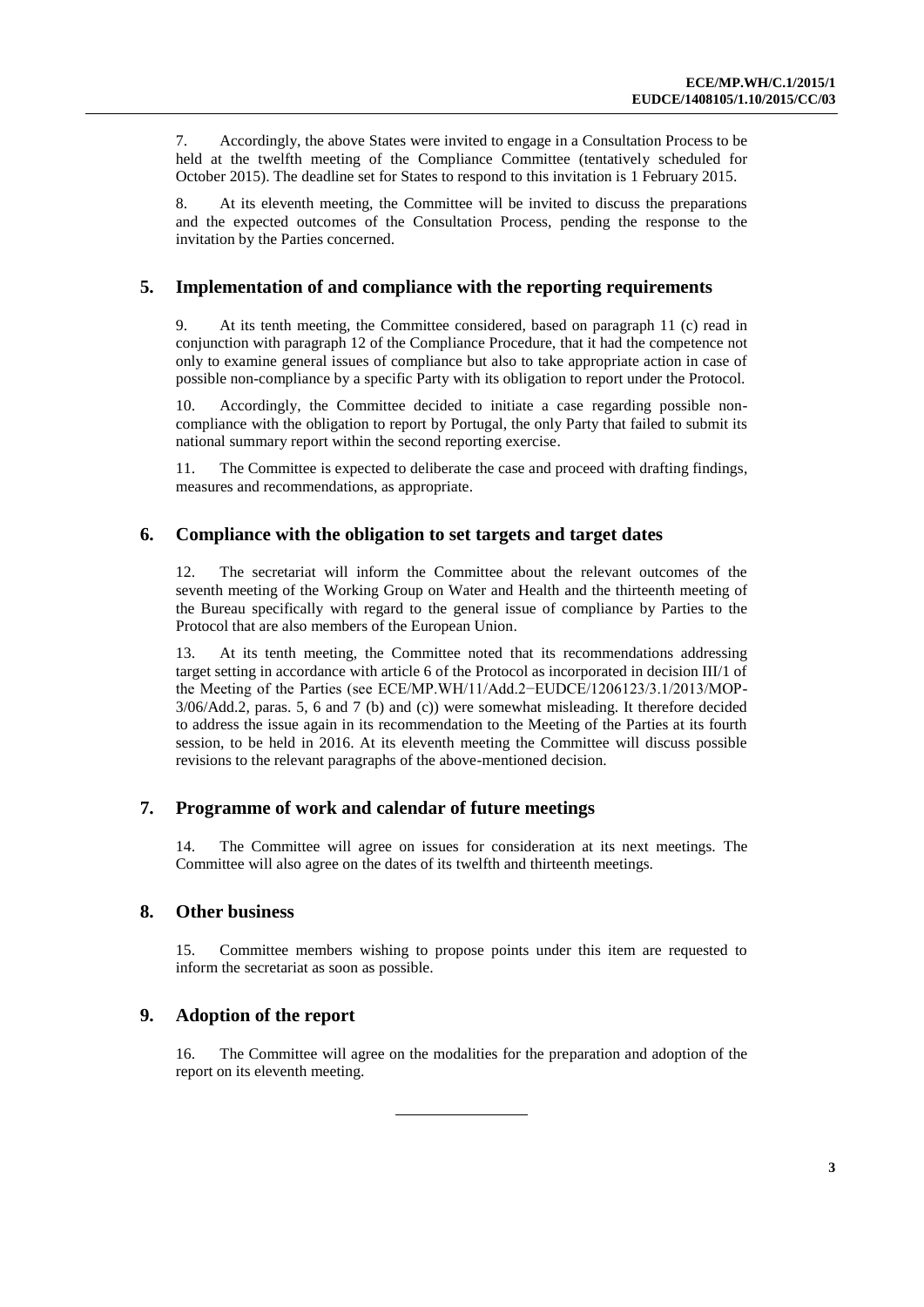7. Accordingly, the above States were invited to engage in a Consultation Process to be held at the twelfth meeting of the Compliance Committee (tentatively scheduled for October 2015). The deadline set for States to respond to this invitation is 1 February 2015.

8. At its eleventh meeting, the Committee will be invited to discuss the preparations and the expected outcomes of the Consultation Process, pending the response to the invitation by the Parties concerned.

## 5. Implementation of and compliance with the reporting requirements

9. At its tenth meeting, the Committee considered, based on paragraph 11 (c) read in conjunction with paragraph 12 of the Compliance Procedure, that it had the competence not only to examine general issues of compliance but also to take appropriate action in case of possible non-compliance by a specific Party with its obligation to report under the Protocol.

10. Accordingly, the Committee decided to initiate a case regarding possible non-compliance with the obligation to report by Portugal, the only Party that failed to submit its national summary report within the second reporting exercise.

11. The Committee is expected to deliberate the case and proceed with drafting findings, measures and recommendations, as appropriate.

## 6. Compliance with the obligation to set targets and target dates

12. The secretariat will inform the Committee about the relevant outcomes of the seventh meeting of the Working Group on Water and Health and the thirteenth meeting of the Bureau specifically with regard to the general issue of compliance by Parties to the Protocol that are also members of the European Union.

13. At its tenth meeting, the Committee noted that its recommendations addressing target setting in accordance with article 6 of the Protocol as incorporated in decision III/1 of the Meeting of the Parties (see ECE/MP.WH/11/Add.2−EUDCE/1206123/3.1/2013/MOP-3/06/Add.2, paras. 5, 6 and 7 (b) and (c)) were somewhat misleading. It therefore decided to address the issue again in its recommendation to the Meeting of the Parties at its fourth session, to be held in 2016. At its eleventh meeting the Committee will discuss possible revisions to the relevant paragraphs of the above-mentioned decision.

## 7. Programme of work and calendar of future meetings

14. The Committee will agree on issues for consideration at its next meetings. The Committee will also agree on the dates of its twelfth and thirteenth meetings.

## 8. Other business

15. Committee members wishing to propose points under this item are requested to inform the secretariat as soon as possible.

## 9. Adoption of the report

16. The Committee will agree on the modalities for the preparation and adoption of the report on its eleventh meeting.